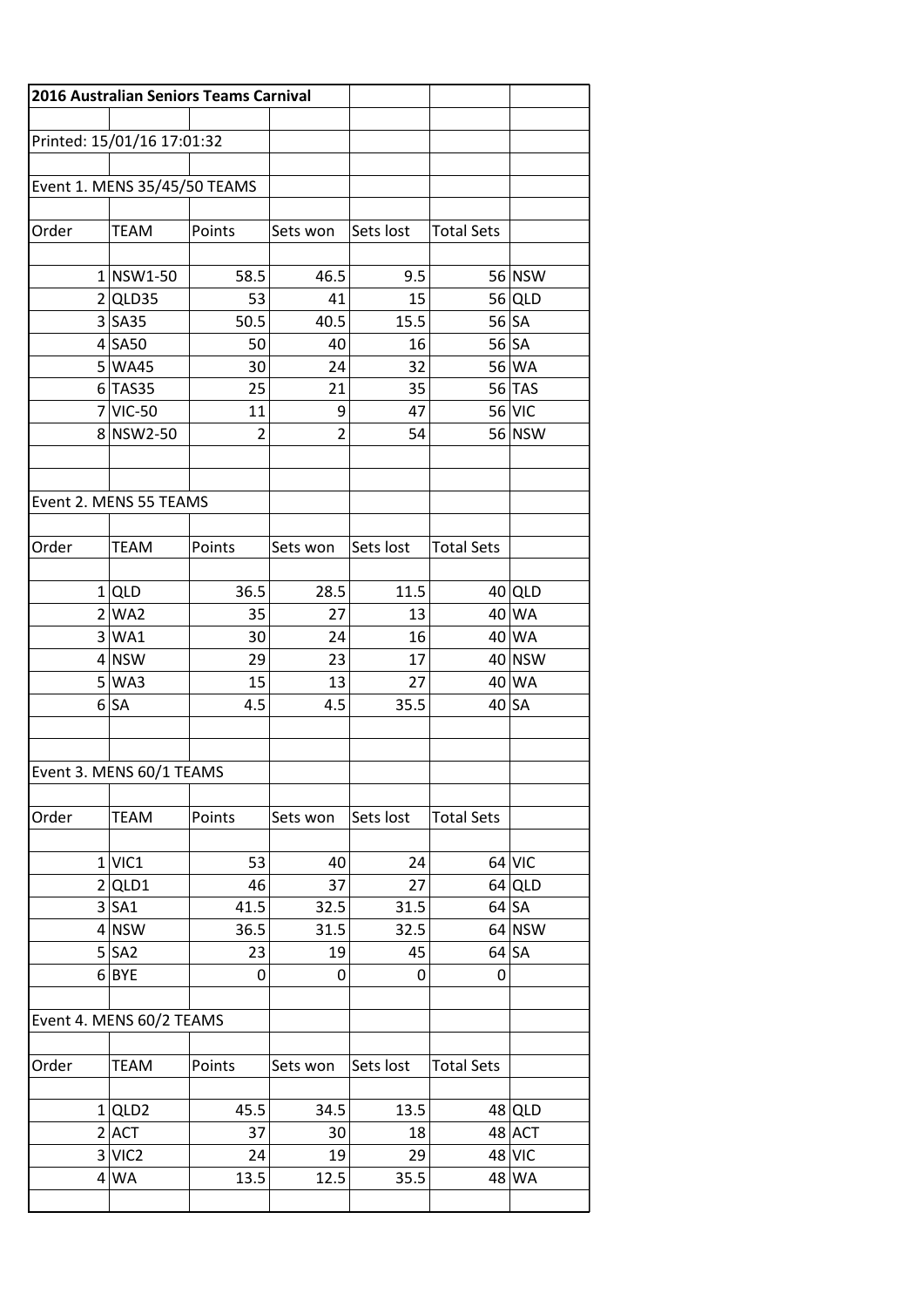**2016 Australian Seniors Teams Carnival**

Printed: 15/01/16 17:01:32

Event 1. MENS 35/45/50 TEAMS

| Order | TEAM | Points | Sets won | Sets lost | Total Sets | |
|---|---|---|---|---|---|---|
| 1 | NSW1-50 | 58.5 | 46.5 | 9.5 | 56 | NSW |
| 2 | QLD35 | 53 | 41 | 15 | 56 | QLD |
| 3 | SA35 | 50.5 | 40.5 | 15.5 | 56 | SA |
| 4 | SA50 | 50 | 40 | 16 | 56 | SA |
| 5 | WA45 | 30 | 24 | 32 | 56 | WA |
| 6 | TAS35 | 25 | 21 | 35 | 56 | TAS |
| 7 | VIC-50 | 11 | 9 | 47 | 56 | VIC |
| 8 | NSW2-50 | 2 | 2 | 54 | 56 | NSW |

Event 2. MENS 55 TEAMS

| Order | TEAM | Points | Sets won | Sets lost | Total Sets | |
|---|---|---|---|---|---|---|
| 1 | QLD | 36.5 | 28.5 | 11.5 | 40 | QLD |
| 2 | WA2 | 35 | 27 | 13 | 40 | WA |
| 3 | WA1 | 30 | 24 | 16 | 40 | WA |
| 4 | NSW | 29 | 23 | 17 | 40 | NSW |
| 5 | WA3 | 15 | 13 | 27 | 40 | WA |
| 6 | SA | 4.5 | 4.5 | 35.5 | 40 | SA |

Event 3. MENS 60/1 TEAMS

| Order | TEAM | Points | Sets won | Sets lost | Total Sets | |
|---|---|---|---|---|---|---|
| 1 | VIC1 | 53 | 40 | 24 | 64 | VIC |
| 2 | QLD1 | 46 | 37 | 27 | 64 | QLD |
| 3 | SA1 | 41.5 | 32.5 | 31.5 | 64 | SA |
| 4 | NSW | 36.5 | 31.5 | 32.5 | 64 | NSW |
| 5 | SA2 | 23 | 19 | 45 | 64 | SA |
| 6 | BYE | 0 | 0 | 0 | 0 | |

Event 4. MENS 60/2 TEAMS

| Order | TEAM | Points | Sets won | Sets lost | Total Sets | |
|---|---|---|---|---|---|---|
| 1 | QLD2 | 45.5 | 34.5 | 13.5 | 48 | QLD |
| 2 | ACT | 37 | 30 | 18 | 48 | ACT |
| 3 | VIC2 | 24 | 19 | 29 | 48 | VIC |
| 4 | WA | 13.5 | 12.5 | 35.5 | 48 | WA |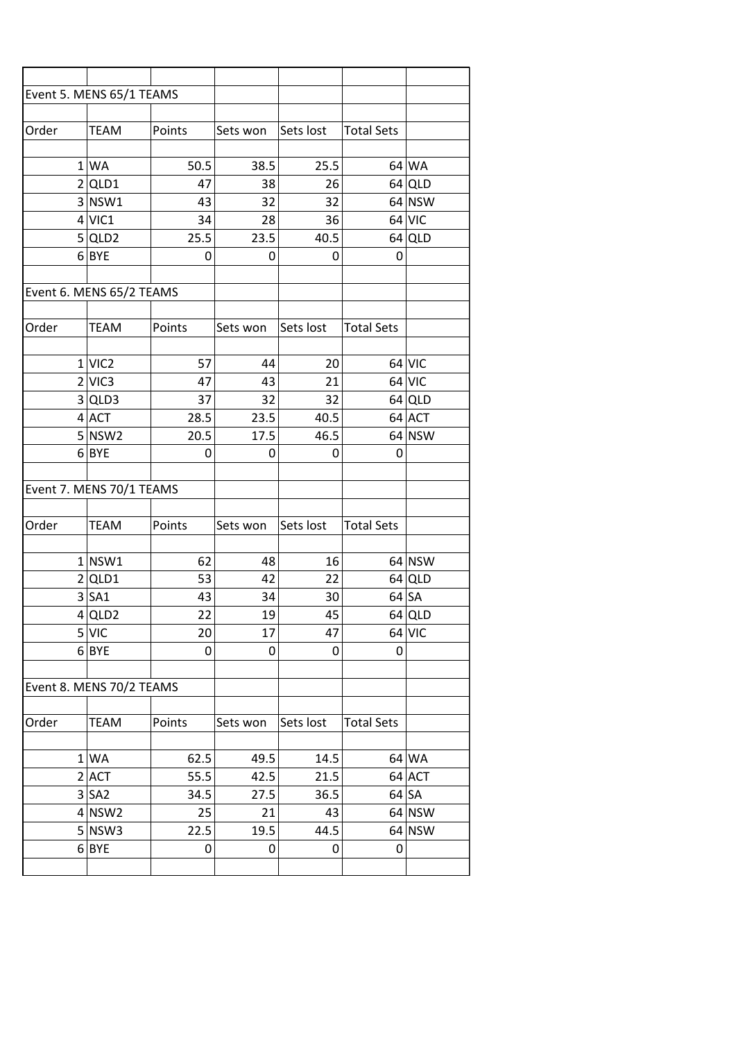## Event 5. MENS 65/1 TEAMS

| Order | TEAM | Points | Sets won | Sets lost | Total Sets | |
|---|---|---|---|---|---|---|
| 1 | WA | 50.5 | 38.5 | 25.5 | 64 | WA |
| 2 | QLD1 | 47 | 38 | 26 | 64 | QLD |
| 3 | NSW1 | 43 | 32 | 32 | 64 | NSW |
| 4 | VIC1 | 34 | 28 | 36 | 64 | VIC |
| 5 | QLD2 | 25.5 | 23.5 | 40.5 | 64 | QLD |
| 6 | BYE | 0 | 0 | 0 | 0 | |

## Event 6. MENS 65/2 TEAMS

| Order | TEAM | Points | Sets won | Sets lost | Total Sets | |
|---|---|---|---|---|---|---|
| 1 | VIC2 | 57 | 44 | 20 | 64 | VIC |
| 2 | VIC3 | 47 | 43 | 21 | 64 | VIC |
| 3 | QLD3 | 37 | 32 | 32 | 64 | QLD |
| 4 | ACT | 28.5 | 23.5 | 40.5 | 64 | ACT |
| 5 | NSW2 | 20.5 | 17.5 | 46.5 | 64 | NSW |
| 6 | BYE | 0 | 0 | 0 | 0 | |

## Event 7. MENS 70/1 TEAMS

| Order | TEAM | Points | Sets won | Sets lost | Total Sets | |
|---|---|---|---|---|---|---|
| 1 | NSW1 | 62 | 48 | 16 | 64 | NSW |
| 2 | QLD1 | 53 | 42 | 22 | 64 | QLD |
| 3 | SA1 | 43 | 34 | 30 | 64 | SA |
| 4 | QLD2 | 22 | 19 | 45 | 64 | QLD |
| 5 | VIC | 20 | 17 | 47 | 64 | VIC |
| 6 | BYE | 0 | 0 | 0 | 0 | |

## Event 8. MENS 70/2 TEAMS

| Order | TEAM | Points | Sets won | Sets lost | Total Sets | |
|---|---|---|---|---|---|---|
| 1 | WA | 62.5 | 49.5 | 14.5 | 64 | WA |
| 2 | ACT | 55.5 | 42.5 | 21.5 | 64 | ACT |
| 3 | SA2 | 34.5 | 27.5 | 36.5 | 64 | SA |
| 4 | NSW2 | 25 | 21 | 43 | 64 | NSW |
| 5 | NSW3 | 22.5 | 19.5 | 44.5 | 64 | NSW |
| 6 | BYE | 0 | 0 | 0 | 0 | |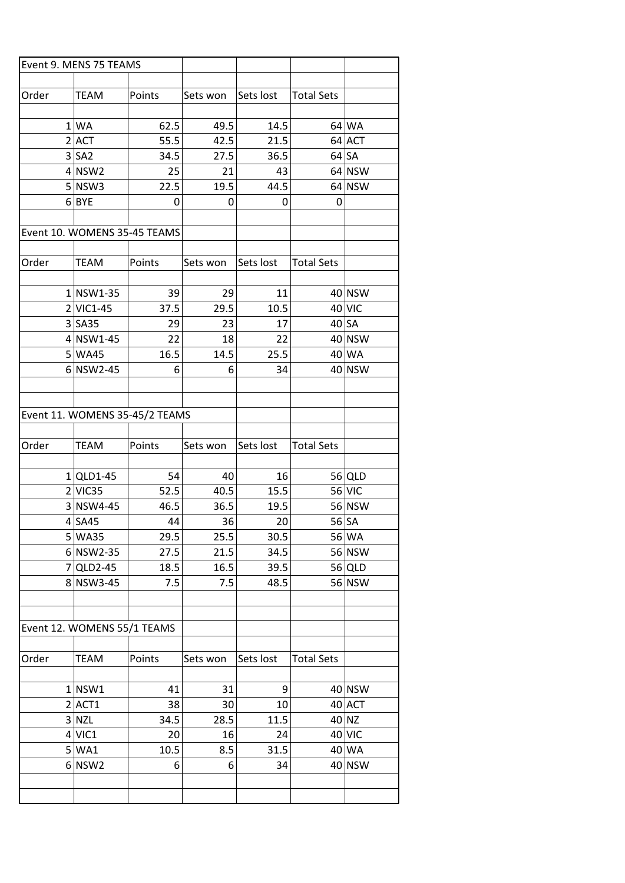## Event 9. MENS 75 TEAMS

| Order | TEAM | Points | Sets won | Sets lost | Total Sets | |
|---|---|---|---|---|---|---|
| 1 | WA | 62.5 | 49.5 | 14.5 | 64 | WA |
| 2 | ACT | 55.5 | 42.5 | 21.5 | 64 | ACT |
| 3 | SA2 | 34.5 | 27.5 | 36.5 | 64 | SA |
| 4 | NSW2 | 25 | 21 | 43 | 64 | NSW |
| 5 | NSW3 | 22.5 | 19.5 | 44.5 | 64 | NSW |
| 6 | BYE | 0 | 0 | 0 | 0 | |

## Event 10. WOMENS 35-45 TEAMS

| Order | TEAM | Points | Sets won | Sets lost | Total Sets | |
|---|---|---|---|---|---|---|
| 1 | NSW1-35 | 39 | 29 | 11 | 40 | NSW |
| 2 | VIC1-45 | 37.5 | 29.5 | 10.5 | 40 | VIC |
| 3 | SA35 | 29 | 23 | 17 | 40 | SA |
| 4 | NSW1-45 | 22 | 18 | 22 | 40 | NSW |
| 5 | WA45 | 16.5 | 14.5 | 25.5 | 40 | WA |
| 6 | NSW2-45 | 6 | 6 | 34 | 40 | NSW |

## Event 11. WOMENS 35-45/2 TEAMS

| Order | TEAM | Points | Sets won | Sets lost | Total Sets | |
|---|---|---|---|---|---|---|
| 1 | QLD1-45 | 54 | 40 | 16 | 56 | QLD |
| 2 | VIC35 | 52.5 | 40.5 | 15.5 | 56 | VIC |
| 3 | NSW4-45 | 46.5 | 36.5 | 19.5 | 56 | NSW |
| 4 | SA45 | 44 | 36 | 20 | 56 | SA |
| 5 | WA35 | 29.5 | 25.5 | 30.5 | 56 | WA |
| 6 | NSW2-35 | 27.5 | 21.5 | 34.5 | 56 | NSW |
| 7 | QLD2-45 | 18.5 | 16.5 | 39.5 | 56 | QLD |
| 8 | NSW3-45 | 7.5 | 7.5 | 48.5 | 56 | NSW |

## Event 12. WOMENS 55/1 TEAMS

| Order | TEAM | Points | Sets won | Sets lost | Total Sets | |
|---|---|---|---|---|---|---|
| 1 | NSW1 | 41 | 31 | 9 | 40 | NSW |
| 2 | ACT1 | 38 | 30 | 10 | 40 | ACT |
| 3 | NZL | 34.5 | 28.5 | 11.5 | 40 | NZ |
| 4 | VIC1 | 20 | 16 | 24 | 40 | VIC |
| 5 | WA1 | 10.5 | 8.5 | 31.5 | 40 | WA |
| 6 | NSW2 | 6 | 6 | 34 | 40 | NSW |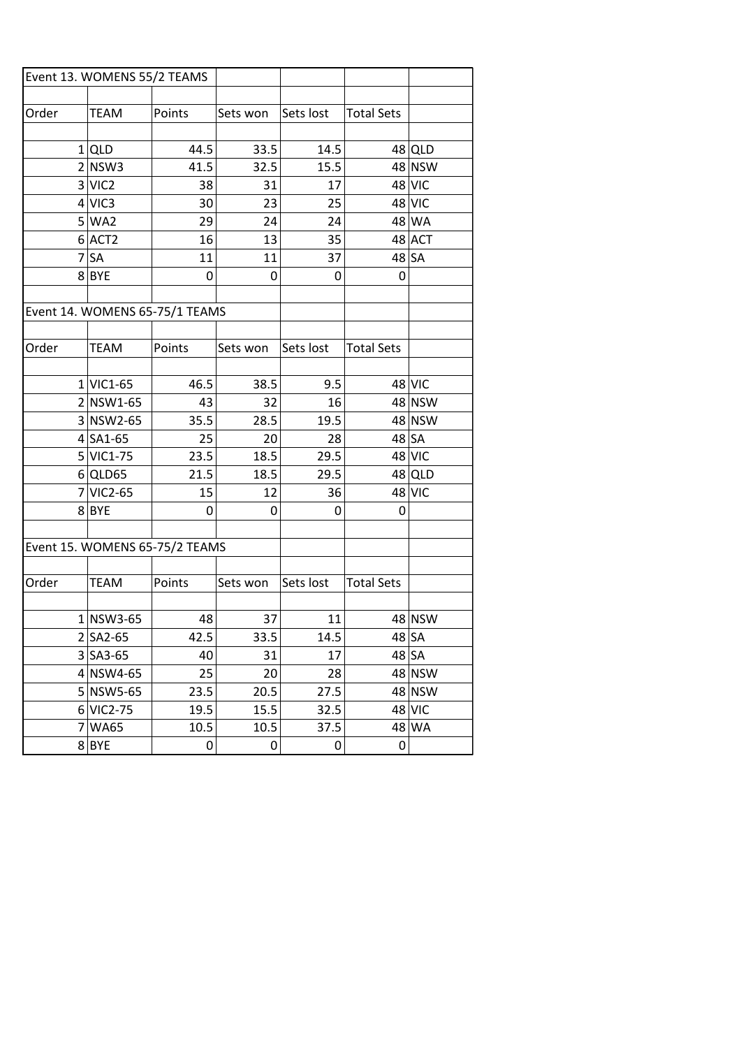## Event 13. WOMENS 55/2 TEAMS

| Order | TEAM | Points | Sets won | Sets lost | Total Sets | |
|---|---|---|---|---|---|---|
| 1 | QLD | 44.5 | 33.5 | 14.5 | 48 | QLD |
| 2 | NSW3 | 41.5 | 32.5 | 15.5 | 48 | NSW |
| 3 | VIC2 | 38 | 31 | 17 | 48 | VIC |
| 4 | VIC3 | 30 | 23 | 25 | 48 | VIC |
| 5 | WA2 | 29 | 24 | 24 | 48 | WA |
| 6 | ACT2 | 16 | 13 | 35 | 48 | ACT |
| 7 | SA | 11 | 11 | 37 | 48 | SA |
| 8 | BYE | 0 | 0 | 0 | 0 | |

## Event 14. WOMENS 65-75/1 TEAMS

| Order | TEAM | Points | Sets won | Sets lost | Total Sets | |
|---|---|---|---|---|---|---|
| 1 | VIC1-65 | 46.5 | 38.5 | 9.5 | 48 | VIC |
| 2 | NSW1-65 | 43 | 32 | 16 | 48 | NSW |
| 3 | NSW2-65 | 35.5 | 28.5 | 19.5 | 48 | NSW |
| 4 | SA1-65 | 25 | 20 | 28 | 48 | SA |
| 5 | VIC1-75 | 23.5 | 18.5 | 29.5 | 48 | VIC |
| 6 | QLD65 | 21.5 | 18.5 | 29.5 | 48 | QLD |
| 7 | VIC2-65 | 15 | 12 | 36 | 48 | VIC |
| 8 | BYE | 0 | 0 | 0 | 0 | |

## Event 15. WOMENS 65-75/2 TEAMS

| Order | TEAM | Points | Sets won | Sets lost | Total Sets | |
|---|---|---|---|---|---|---|
| 1 | NSW3-65 | 48 | 37 | 11 | 48 | NSW |
| 2 | SA2-65 | 42.5 | 33.5 | 14.5 | 48 | SA |
| 3 | SA3-65 | 40 | 31 | 17 | 48 | SA |
| 4 | NSW4-65 | 25 | 20 | 28 | 48 | NSW |
| 5 | NSW5-65 | 23.5 | 20.5 | 27.5 | 48 | NSW |
| 6 | VIC2-75 | 19.5 | 15.5 | 32.5 | 48 | VIC |
| 7 | WA65 | 10.5 | 10.5 | 37.5 | 48 | WA |
| 8 | BYE | 0 | 0 | 0 | 0 | |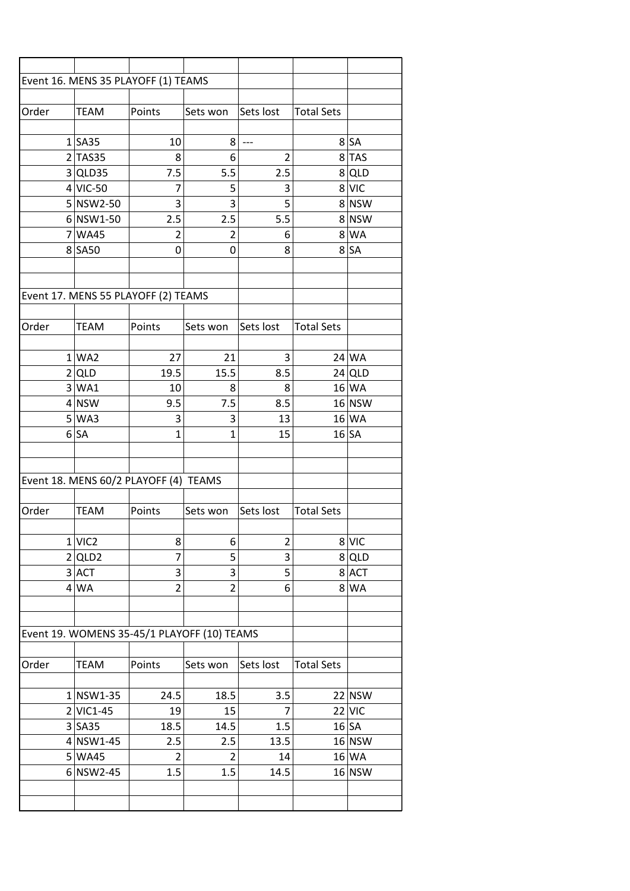## Event 16. MENS 35 PLAYOFF (1) TEAMS

| Order | TEAM | Points | Sets won | Sets lost | Total Sets | |
|---|---|---|---|---|---|---|
| 1 | SA35 | 10 | 8 | --- | 8 | SA |
| 2 | TAS35 | 8 | 6 | 2 | 8 | TAS |
| 3 | QLD35 | 7.5 | 5.5 | 2.5 | 8 | QLD |
| 4 | VIC-50 | 7 | 5 | 3 | 8 | VIC |
| 5 | NSW2-50 | 3 | 3 | 5 | 8 | NSW |
| 6 | NSW1-50 | 2.5 | 2.5 | 5.5 | 8 | NSW |
| 7 | WA45 | 2 | 2 | 6 | 8 | WA |
| 8 | SA50 | 0 | 0 | 8 | 8 | SA |

## Event 17. MENS 55 PLAYOFF (2) TEAMS

| Order | TEAM | Points | Sets won | Sets lost | Total Sets | |
|---|---|---|---|---|---|---|
| 1 | WA2 | 27 | 21 | 3 | 24 | WA |
| 2 | QLD | 19.5 | 15.5 | 8.5 | 24 | QLD |
| 3 | WA1 | 10 | 8 | 8 | 16 | WA |
| 4 | NSW | 9.5 | 7.5 | 8.5 | 16 | NSW |
| 5 | WA3 | 3 | 3 | 13 | 16 | WA |
| 6 | SA | 1 | 1 | 15 | 16 | SA |

## Event 18. MENS 60/2 PLAYOFF (4) TEAMS

| Order | TEAM | Points | Sets won | Sets lost | Total Sets | |
|---|---|---|---|---|---|---|
| 1 | VIC2 | 8 | 6 | 2 | 8 | VIC |
| 2 | QLD2 | 7 | 5 | 3 | 8 | QLD |
| 3 | ACT | 3 | 3 | 5 | 8 | ACT |
| 4 | WA | 2 | 2 | 6 | 8 | WA |

## Event 19. WOMENS 35-45/1 PLAYOFF (10) TEAMS

| Order | TEAM | Points | Sets won | Sets lost | Total Sets | |
|---|---|---|---|---|---|---|
| 1 | NSW1-35 | 24.5 | 18.5 | 3.5 | 22 | NSW |
| 2 | VIC1-45 | 19 | 15 | 7 | 22 | VIC |
| 3 | SA35 | 18.5 | 14.5 | 1.5 | 16 | SA |
| 4 | NSW1-45 | 2.5 | 2.5 | 13.5 | 16 | NSW |
| 5 | WA45 | 2 | 2 | 14 | 16 | WA |
| 6 | NSW2-45 | 1.5 | 1.5 | 14.5 | 16 | NSW |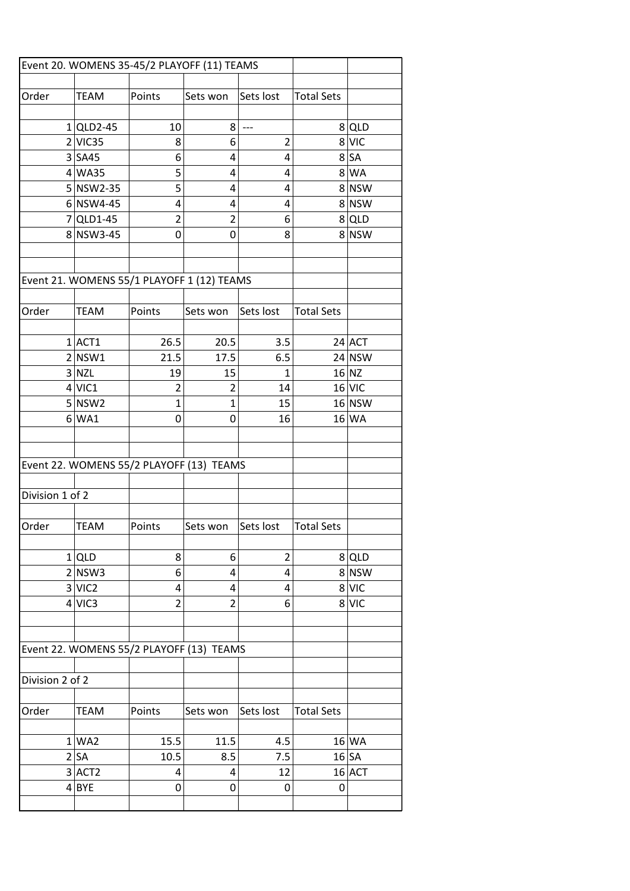## Event 20. WOMENS 35-45/2 PLAYOFF (11) TEAMS

| Order | TEAM | Points | Sets won | Sets lost | Total Sets | |
|---|---|---|---|---|---|---|
| 1 | QLD2-45 | 10 | 8 | --- | 8 | QLD |
| 2 | VIC35 | 8 | 6 | 2 | 8 | VIC |
| 3 | SA45 | 6 | 4 | 4 | 8 | SA |
| 4 | WA35 | 5 | 4 | 4 | 8 | WA |
| 5 | NSW2-35 | 5 | 4 | 4 | 8 | NSW |
| 6 | NSW4-45 | 4 | 4 | 4 | 8 | NSW |
| 7 | QLD1-45 | 2 | 2 | 6 | 8 | QLD |
| 8 | NSW3-45 | 0 | 0 | 8 | 8 | NSW |

## Event 21. WOMENS 55/1 PLAYOFF 1 (12) TEAMS

| Order | TEAM | Points | Sets won | Sets lost | Total Sets | |
|---|---|---|---|---|---|---|
| 1 | ACT1 | 26.5 | 20.5 | 3.5 | 24 | ACT |
| 2 | NSW1 | 21.5 | 17.5 | 6.5 | 24 | NSW |
| 3 | NZL | 19 | 15 | 1 | 16 | NZ |
| 4 | VIC1 | 2 | 2 | 14 | 16 | VIC |
| 5 | NSW2 | 1 | 1 | 15 | 16 | NSW |
| 6 | WA1 | 0 | 0 | 16 | 16 | WA |

## Event 22. WOMENS 55/2 PLAYOFF (13) TEAMS

Division 1 of 2

| Order | TEAM | Points | Sets won | Sets lost | Total Sets | |
|---|---|---|---|---|---|---|
| 1 | QLD | 8 | 6 | 2 | 8 | QLD |
| 2 | NSW3 | 6 | 4 | 4 | 8 | NSW |
| 3 | VIC2 | 4 | 4 | 4 | 8 | VIC |
| 4 | VIC3 | 2 | 2 | 6 | 8 | VIC |

## Event 22. WOMENS 55/2 PLAYOFF (13) TEAMS

Division 2 of 2

| Order | TEAM | Points | Sets won | Sets lost | Total Sets | |
|---|---|---|---|---|---|---|
| 1 | WA2 | 15.5 | 11.5 | 4.5 | 16 | WA |
| 2 | SA | 10.5 | 8.5 | 7.5 | 16 | SA |
| 3 | ACT2 | 4 | 4 | 12 | 16 | ACT |
| 4 | BYE | 0 | 0 | 0 | 0 | |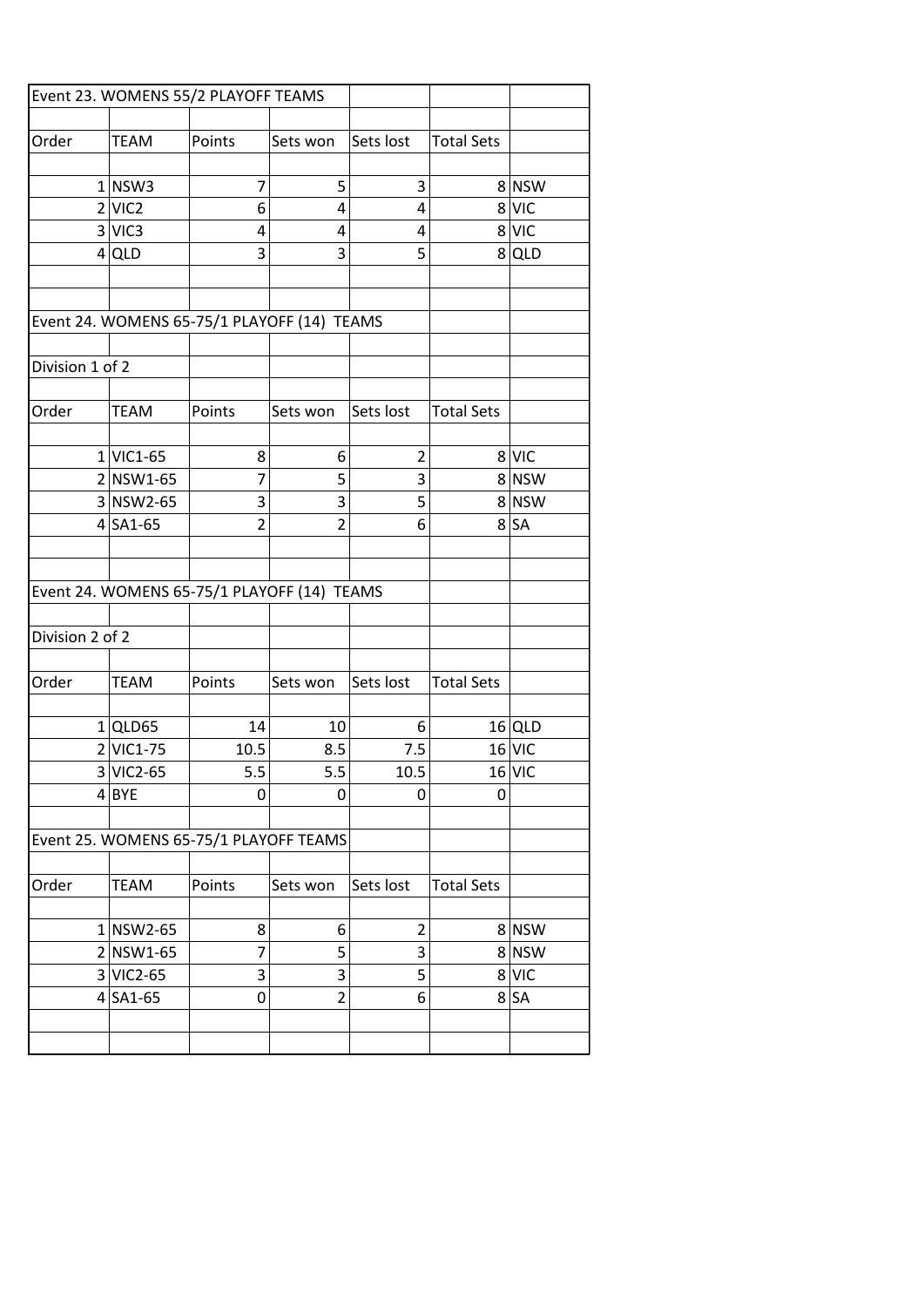## Event 23. WOMENS 55/2 PLAYOFF TEAMS

| Order | TEAM | Points | Sets won | Sets lost | Total Sets | |
|---|---|---|---|---|---|---|
| 1 | NSW3 | 7 | 5 | 3 | 8 | NSW |
| 2 | VIC2 | 6 | 4 | 4 | 8 | VIC |
| 3 | VIC3 | 4 | 4 | 4 | 8 | VIC |
| 4 | QLD | 3 | 3 | 5 | 8 | QLD |

## Event 24. WOMENS 65-75/1 PLAYOFF (14) TEAMS

Division 1 of 2

| Order | TEAM | Points | Sets won | Sets lost | Total Sets | |
|---|---|---|---|---|---|---|
| 1 | VIC1-65 | 8 | 6 | 2 | 8 | VIC |
| 2 | NSW1-65 | 7 | 5 | 3 | 8 | NSW |
| 3 | NSW2-65 | 3 | 3 | 5 | 8 | NSW |
| 4 | SA1-65 | 2 | 2 | 6 | 8 | SA |

## Event 24. WOMENS 65-75/1 PLAYOFF (14) TEAMS

Division 2 of 2

| Order | TEAM | Points | Sets won | Sets lost | Total Sets | |
|---|---|---|---|---|---|---|
| 1 | QLD65 | 14 | 10 | 6 | 16 | QLD |
| 2 | VIC1-75 | 10.5 | 8.5 | 7.5 | 16 | VIC |
| 3 | VIC2-65 | 5.5 | 5.5 | 10.5 | 16 | VIC |
| 4 | BYE | 0 | 0 | 0 | 0 | |

## Event 25. WOMENS 65-75/1 PLAYOFF TEAMS

| Order | TEAM | Points | Sets won | Sets lost | Total Sets | |
|---|---|---|---|---|---|---|
| 1 | NSW2-65 | 8 | 6 | 2 | 8 | NSW |
| 2 | NSW1-65 | 7 | 5 | 3 | 8 | NSW |
| 3 | VIC2-65 | 3 | 3 | 5 | 8 | VIC |
| 4 | SA1-65 | 0 | 2 | 6 | 8 | SA |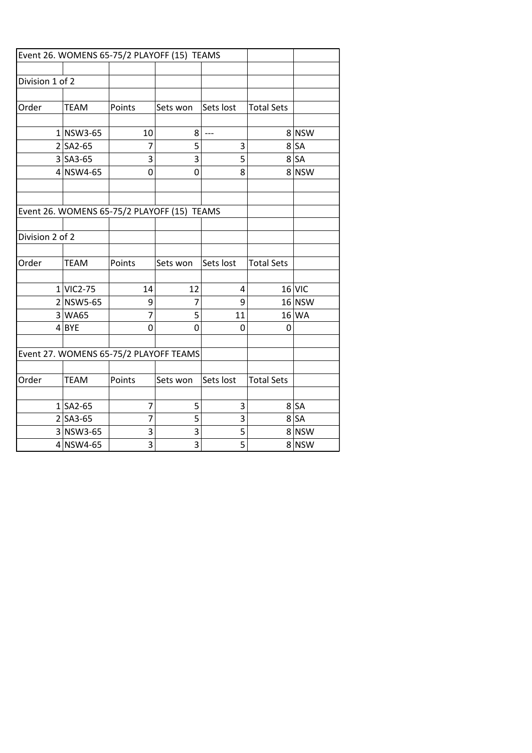## Event 26. WOMENS 65-75/2 PLAYOFF (15) TEAMS

### Division 1 of 2

| Order | TEAM | Points | Sets won | Sets lost | Total Sets | |
|---|---|---|---|---|---|---|
| 1 | NSW3-65 | 10 | 8 | --- | 8 | NSW |
| 2 | SA2-65 | 7 | 5 | 3 | 8 | SA |
| 3 | SA3-65 | 3 | 3 | 5 | 8 | SA |
| 4 | NSW4-65 | 0 | 0 | 8 | 8 | NSW |

## Event 26. WOMENS 65-75/2 PLAYOFF (15) TEAMS

### Division 2 of 2

| Order | TEAM | Points | Sets won | Sets lost | Total Sets | |
|---|---|---|---|---|---|---|
| 1 | VIC2-75 | 14 | 12 | 4 | 16 | VIC |
| 2 | NSW5-65 | 9 | 7 | 9 | 16 | NSW |
| 3 | WA65 | 7 | 5 | 11 | 16 | WA |
| 4 | BYE | 0 | 0 | 0 | 0 | |

## Event 27. WOMENS 65-75/2 PLAYOFF TEAMS

| Order | TEAM | Points | Sets won | Sets lost | Total Sets | |
|---|---|---|---|---|---|---|
| 1 | SA2-65 | 7 | 5 | 3 | 8 | SA |
| 2 | SA3-65 | 7 | 5 | 3 | 8 | SA |
| 3 | NSW3-65 | 3 | 3 | 5 | 8 | NSW |
| 4 | NSW4-65 | 3 | 3 | 5 | 8 | NSW |